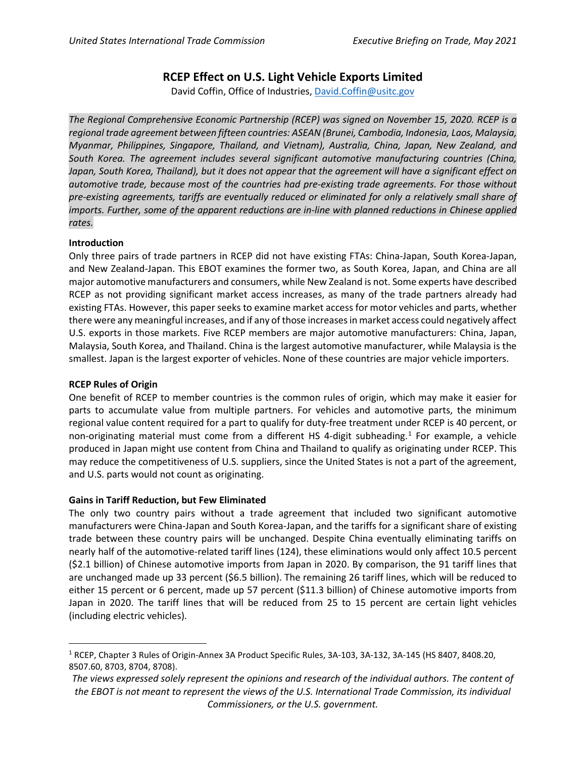# RCEP Effect on U.S. Light Vehicle Exports Limited

David Coffin, Office of Industries, David.Coffin@usitc.gov

*The Regional Comprehensive Economic Partnership (RCEP) was signed on November 15, 2020. RCEP is a regional trade agreement between fifteen countries: ASEAN (Brunei, Cambodia, Indonesia, Laos, Malaysia, Myanmar, Philippines, Singapore, Thailand, and Vietnam), Australia, China, Japan, New Zealand, and South Korea. The agreement includes several significant automotive manufacturing countries (China, Japan, South Korea, Thailand), but it does not appear that the agreement will have a significant effect on automotive trade, because most of the countries had pre-existing trade agreements. For those without pre-existing agreements, tariffs are eventually reduced or eliminated for only a relatively small share of imports. Further, some of the apparent reductions are in-line with planned reductions in Chinese applied rates.*

**Introduction**

Only three pairs of trade partners in RCEP did not have existing FTAs: China-Japan, South Korea-Japan, and New Zealand-Japan. This EBOT examines the former two, as South Korea, Japan, and China are all major automotive manufacturers and consumers, while New Zealand is not. Some experts have described RCEP as not providing significant market access increases, as many of the trade partners already had existing FTAs. However, this paper seeks to examine market access for motor vehicles and parts, whether there were any meaningful increases, and if any of those increases in market access could negatively affect U.S. exports in those markets. Five RCEP members are major automotive manufacturers: China, Japan, Malaysia, South Korea, and Thailand. China is the largest automotive manufacturer, while Malaysia is the smallest. Japan is the largest exporter of vehicles. None of these countries are major vehicle importers.

**RCEP Rules of Origin**

One benefit of RCEP to member countries is the common rules of origin, which may make it easier for parts to accumulate value from multiple partners. For vehicles and automotive parts, the minimum regional value content required for a part to qualify for duty-free treatment under RCEP is 40 percent, or non-originating material must come from a different HS 4-digit subheading.[1] For example, a vehicle produced in Japan might use content from China and Thailand to qualify as originating under RCEP. This may reduce the competitiveness of U.S. suppliers, since the United States is not a part of the agreement, and U.S. parts would not count as originating.

**Gains in Tariff Reduction, but Few Eliminated**

The only two country pairs without a trade agreement that included two significant automotive manufacturers were China-Japan and South Korea-Japan, and the tariffs for a significant share of existing trade between these country pairs will be unchanged. Despite China eventually eliminating tariffs on nearly half of the automotive-related tariff lines (124), these eliminations would only affect 10.5 percent ($2.1 billion) of Chinese automotive imports from Japan in 2020. By comparison, the 91 tariff lines that are unchanged made up 33 percent ($6.5 billion). The remaining 26 tariff lines, which will be reduced to either 15 percent or 6 percent, made up 57 percent ($11.3 billion) of Chinese automotive imports from Japan in 2020. The tariff lines that will be reduced from 25 to 15 percent are certain light vehicles (including electric vehicles).

---

[1] RCEP, Chapter 3 Rules of Origin-Annex 3A Product Specific Rules, 3A-103, 3A-132, 3A-145 (HS 8407, 8408.20, 8507.60, 8703, 8704, 8708).

*The views expressed solely represent the opinions and research of the individual authors. The content of the EBOT is not meant to represent the views of the U.S. International Trade Commission, its individual Commissioners, or the U.S. government.*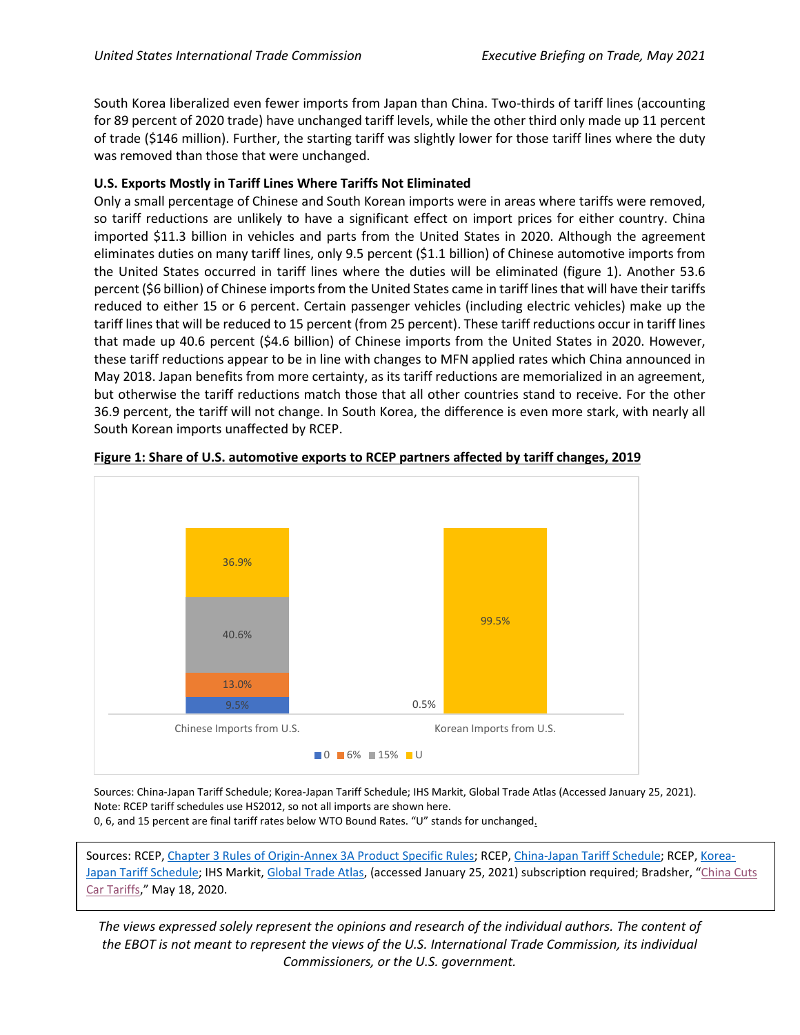South Korea liberalized even fewer imports from Japan than China. Two-thirds of tariff lines (accounting for 89 percent of 2020 trade) have unchanged tariff levels, while the other third only made up 11 percent of trade ($146 million). Further, the starting tariff was slightly lower for those tariff lines where the duty was removed than those that were unchanged.

**U.S. Exports Mostly in Tariff Lines Where Tariffs Not Eliminated**

Only a small percentage of Chinese and South Korean imports were in areas where tariffs were removed, so tariff reductions are unlikely to have a significant effect on import prices for either country. China imported $11.3 billion in vehicles and parts from the United States in 2020. Although the agreement eliminates duties on many tariff lines, only 9.5 percent ($1.1 billion) of Chinese automotive imports from the United States occurred in tariff lines where the duties will be eliminated (figure 1). Another 53.6 percent ($6 billion) of Chinese imports from the United States came in tariff lines that will have their tariffs reduced to either 15 or 6 percent. Certain passenger vehicles (including electric vehicles) make up the tariff lines that will be reduced to 15 percent (from 25 percent). These tariff reductions occur in tariff lines that made up 40.6 percent ($4.6 billion) of Chinese imports from the United States in 2020. However, these tariff reductions appear to be in line with changes to MFN applied rates which China announced in May 2018. Japan benefits from more certainty, as its tariff reductions are memorialized in an agreement, but otherwise the tariff reductions match those that all other countries stand to receive. For the other 36.9 percent, the tariff will not change. In South Korea, the difference is even more stark, with nearly all South Korean imports unaffected by RCEP.

**Figure 1: Share of U.S. automotive exports to RCEP partners affected by tariff changes, 2019**

36.9%
40.6%
13.0%
9.5%
Chinese Imports from U.S.

99.5%
0.5%
Korean Imports from U.S.

0 6% 15% U

Sources: China-Japan Tariff Schedule; Korea-Japan Tariff Schedule; IHS Markit, Global Trade Atlas (Accessed January 25, 2021).
Note: RCEP tariff schedules use HS2012, so not all imports are shown here.
0, 6, and 15 percent are final tariff rates below WTO Bound Rates. "U" stands for unchanged.

Sources: RCEP, Chapter 3 Rules of Origin-Annex 3A Product Specific Rules; RCEP, China-Japan Tariff Schedule; RCEP, Korea-Japan Tariff Schedule; IHS Markit, Global Trade Atlas, (accessed January 25, 2021) subscription required; Bradsher, "China Cuts Car Tariffs," May 18, 2020.

*The views expressed solely represent the opinions and research of the individual authors. The content of the EBOT is not meant to represent the views of the U.S. International Trade Commission, its individual Commissioners, or the U.S. government.*